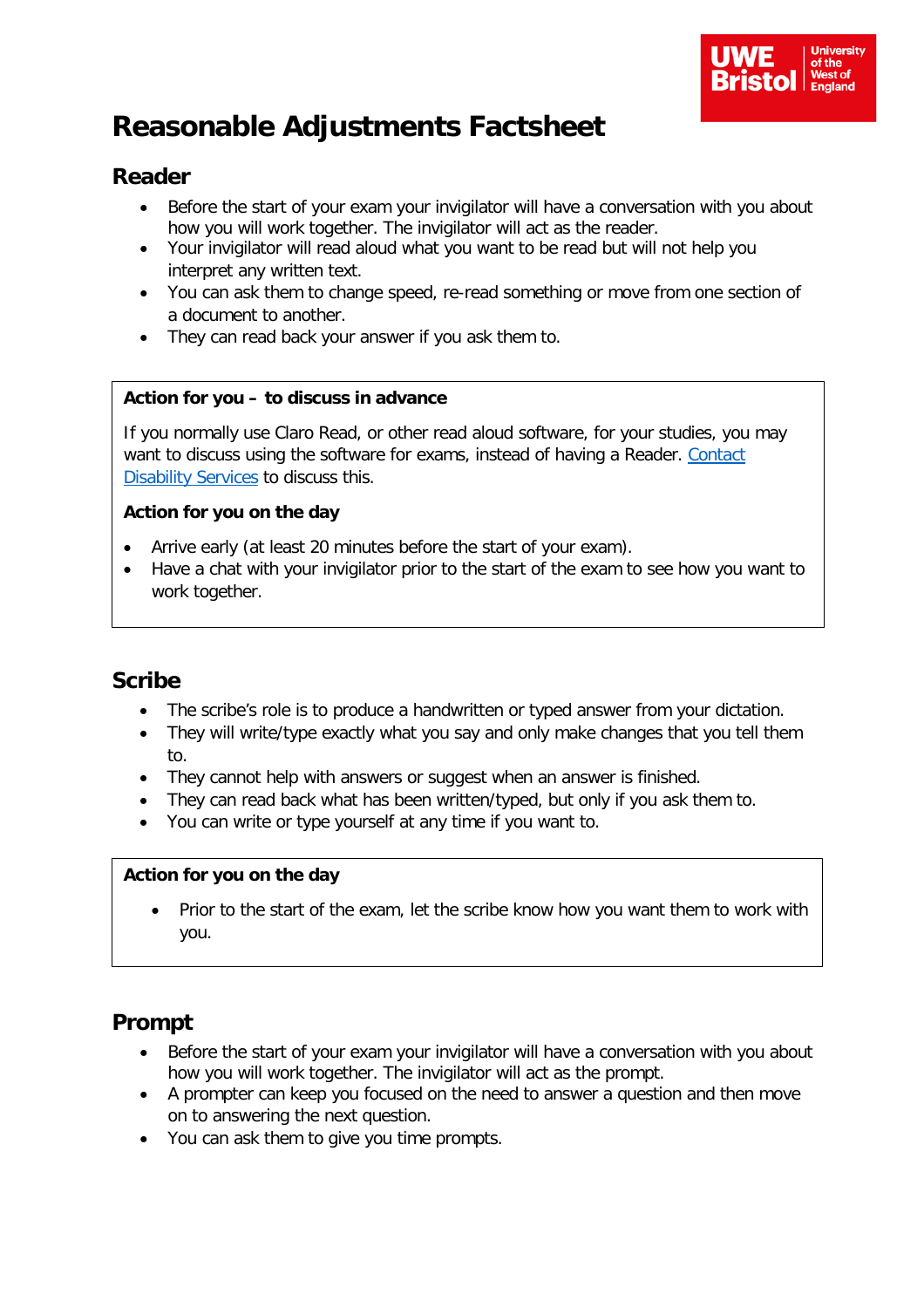# Reasonable Adjustments Factsheet

## Reader

- Before the start of your exam your invigilator will have a conversation with you about how you will work together. The invigilator will act as the reader.
- Your invigilator will read aloud what you want to be read but will not help you interpret any written text.
- You can ask them to change speed, re-read something or move from one section of a document to another.
- They can read back your answer if you ask them to.

**Action for you – to discuss in advance**

If you normally use Claro Read, or other read aloud software, for your studies, you may want to discuss using the software for exams, instead of having a Reader. Contact Disability Services to discuss this.

**Action for you on the day**

- Arrive early (at least 20 minutes before the start of your exam).
- Have a chat with your invigilator prior to the start of the exam to see how you want to work together.

## Scribe

- The scribe's role is to produce a handwritten or typed answer from your dictation.
- They will write/type exactly what you say and only make changes that you tell them to.
- They cannot help with answers or suggest when an answer is finished.
- They can read back what has been written/typed, but only if you ask them to.
- You can write or type yourself at any time if you want to.

**Action for you on the day**

- Prior to the start of the exam, let the scribe know how you want them to work with you.

## Prompt

- Before the start of your exam your invigilator will have a conversation with you about how you will work together. The invigilator will act as the prompt.
- A prompter can keep you focused on the need to answer a question and then move on to answering the next question.
- You can ask them to give you time prompts.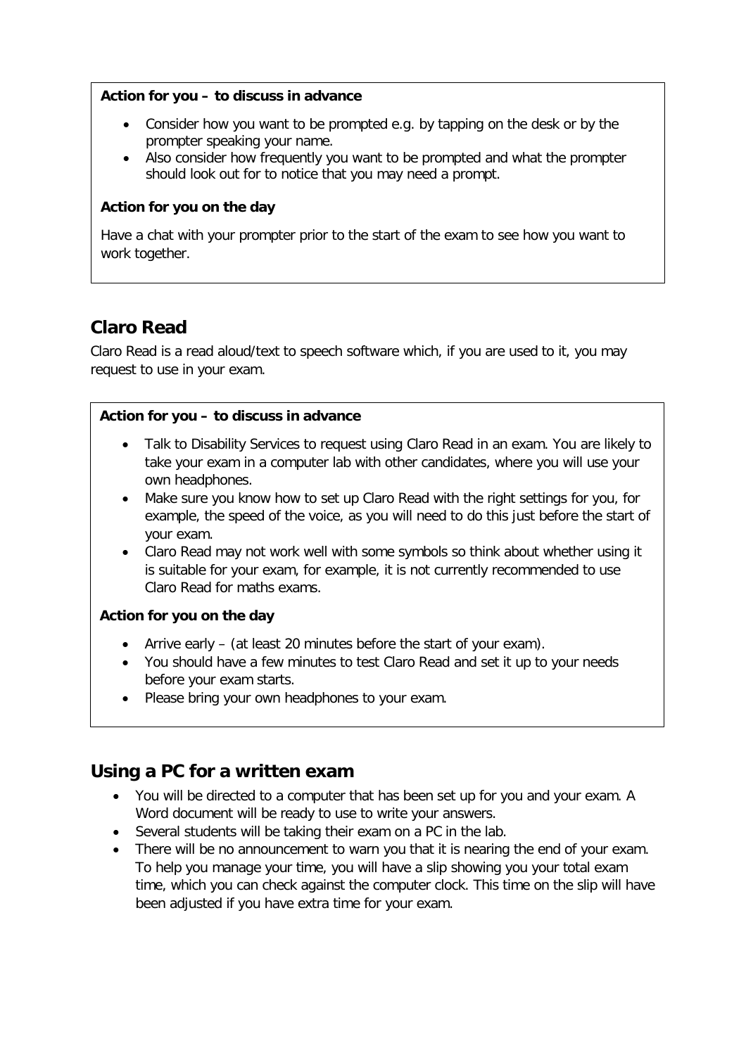**Action for you – to discuss in advance**

- Consider how you want to be prompted e.g. by tapping on the desk or by the prompter speaking your name.
- Also consider how frequently you want to be prompted and what the prompter should look out for to notice that you may need a prompt.

**Action for you on the day**

Have a chat with your prompter prior to the start of the exam to see how you want to work together.

## Claro Read

Claro Read is a read aloud/text to speech software which, if you are used to it, you may request to use in your exam.

**Action for you – to discuss in advance**

- Talk to Disability Services to request using Claro Read in an exam. You are likely to take your exam in a computer lab with other candidates, where you will use your own headphones.
- Make sure you know how to set up Claro Read with the right settings for you, for example, the speed of the voice, as you will need to do this just before the start of your exam.
- Claro Read may not work well with some symbols so think about whether using it is suitable for your exam, for example, it is not currently recommended to use Claro Read for maths exams.

**Action for you on the day**

- Arrive early – (at least 20 minutes before the start of your exam).
- You should have a few minutes to test Claro Read and set it up to your needs before your exam starts.
- Please bring your own headphones to your exam.

## Using a PC for a written exam

- You will be directed to a computer that has been set up for you and your exam. A Word document will be ready to use to write your answers.
- Several students will be taking their exam on a PC in the lab.
- There will be no announcement to warn you that it is nearing the end of your exam. To help you manage your time, you will have a slip showing you your total exam time, which you can check against the computer clock. This time on the slip will have been adjusted if you have extra time for your exam.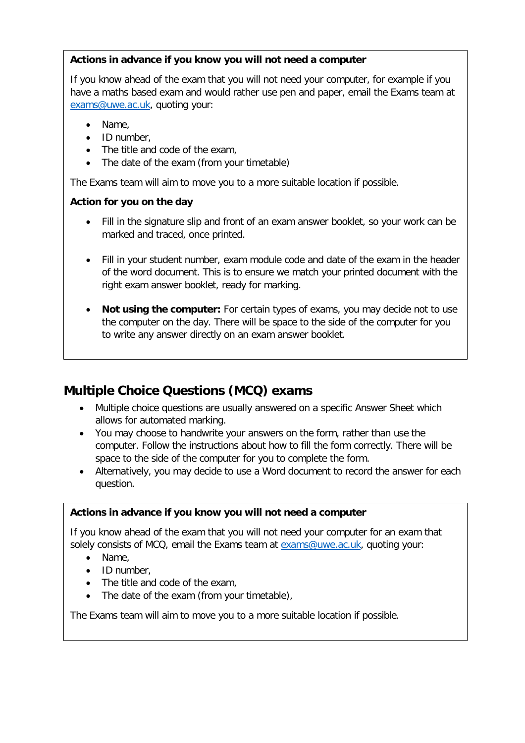**Actions in advance if you know you will not need a computer**

If you know ahead of the exam that you will not need your computer, for example if you have a maths based exam and would rather use pen and paper, email the Exams team at exams@uwe.ac.uk, quoting your:

- Name,
- ID number,
- The title and code of the exam,
- The date of the exam (from your timetable)

The Exams team will aim to move you to a more suitable location if possible.

**Action for you on the day**

- Fill in the signature slip and front of an exam answer booklet, so your work can be marked and traced, once printed.
- Fill in your student number, exam module code and date of the exam in the header of the word document. This is to ensure we match your printed document with the right exam answer booklet, ready for marking.
- **Not using the computer:** For certain types of exams, you may decide not to use the computer on the day. There will be space to the side of the computer for you to write any answer directly on an exam answer booklet.

## Multiple Choice Questions (MCQ) exams

- Multiple choice questions are usually answered on a specific Answer Sheet which allows for automated marking.
- You may choose to handwrite your answers on the form, rather than use the computer. Follow the instructions about how to fill the form correctly. There will be space to the side of the computer for you to complete the form.
- Alternatively, you may decide to use a Word document to record the answer for each question.

**Actions in advance if you know you will not need a computer**

If you know ahead of the exam that you will not need your computer for an exam that solely consists of MCQ, email the Exams team at exams@uwe.ac.uk, quoting your:

- Name,
- ID number,
- The title and code of the exam,
- The date of the exam (from your timetable),

The Exams team will aim to move you to a more suitable location if possible.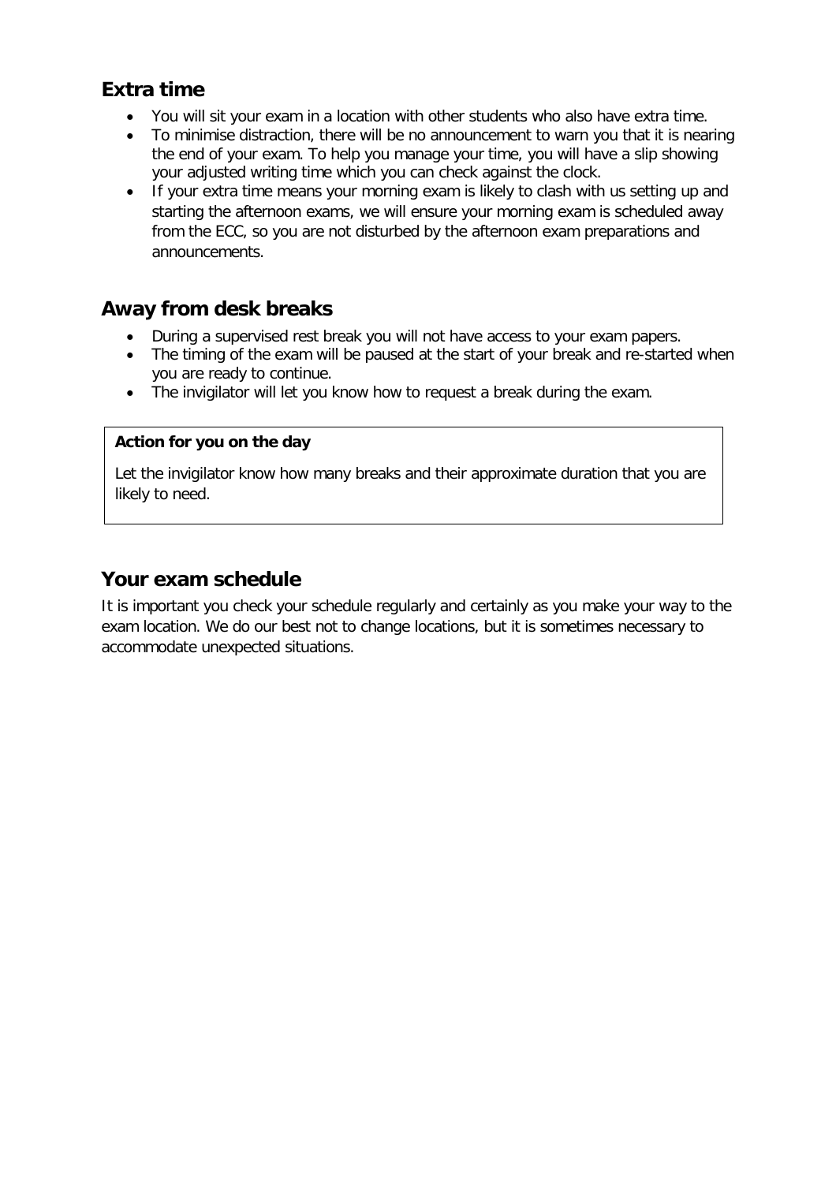## Extra time

- You will sit your exam in a location with other students who also have extra time.
- To minimise distraction, there will be no announcement to warn you that it is nearing the end of your exam. To help you manage your time, you will have a slip showing your adjusted writing time which you can check against the clock.
- If your extra time means your morning exam is likely to clash with us setting up and starting the afternoon exams, we will ensure your morning exam is scheduled away from the ECC, so you are not disturbed by the afternoon exam preparations and announcements.

## Away from desk breaks

- During a supervised rest break you will not have access to your exam papers.
- The timing of the exam will be paused at the start of your break and re-started when you are ready to continue.
- The invigilator will let you know how to request a break during the exam.

**Action for you on the day**

Let the invigilator know how many breaks and their approximate duration that you are likely to need.

## Your exam schedule

It is important you check your schedule regularly and certainly as you make your way to the exam location. We do our best not to change locations, but it is sometimes necessary to accommodate unexpected situations.